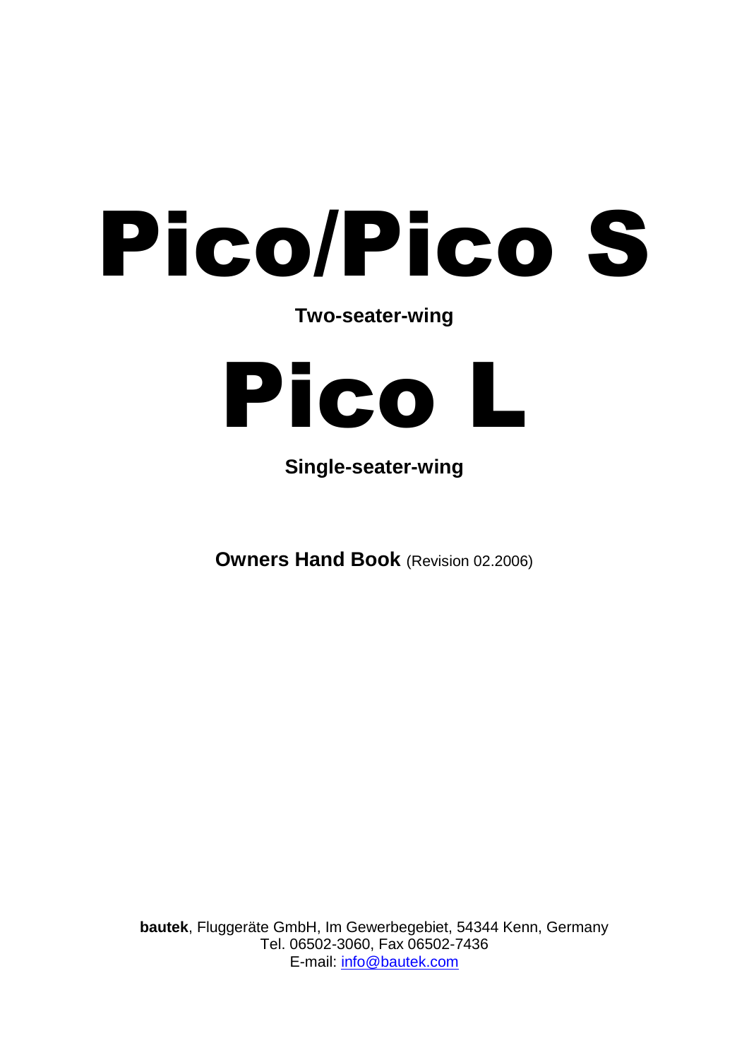# Pico/Pico S

**Two-seater-wing**

# Pico L

**Single-seater-wing**

**Owners Hand Book** (Revision 02.2006)

**bautek**, Fluggeräte GmbH, Im Gewerbegebiet, 54344 Kenn, Germany
Tel. 06502-3060, Fax 06502-7436
E-mail: info@bautek.com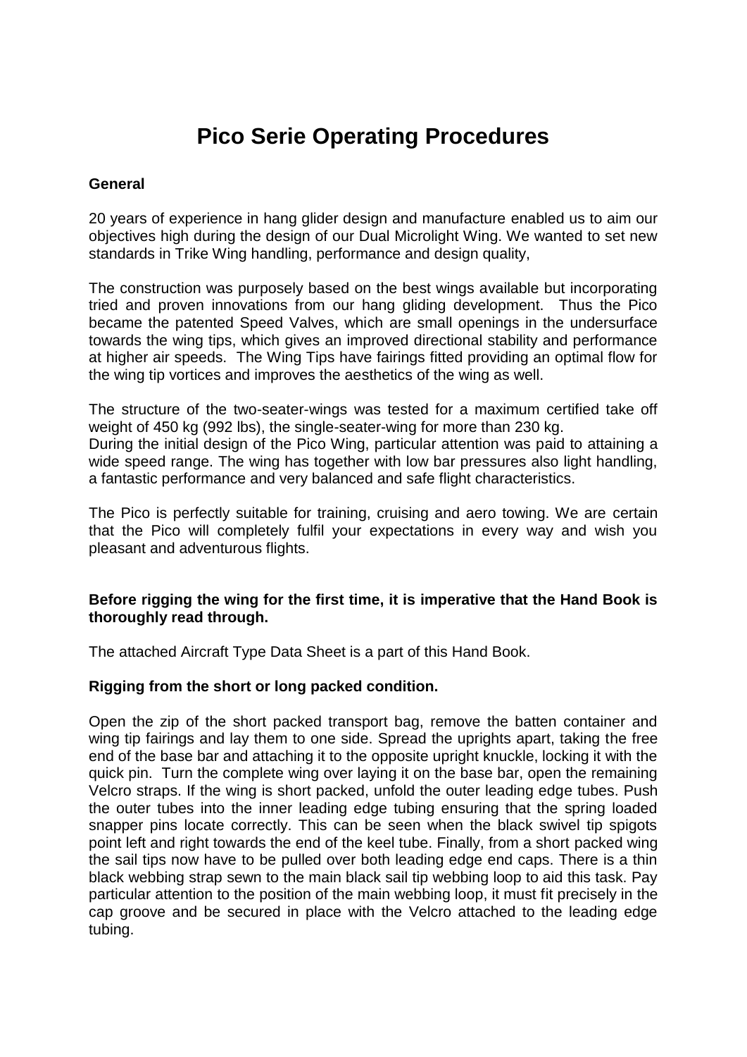# Pico Serie Operating Procedures

**General**

20 years of experience in hang glider design and manufacture enabled us to aim our objectives high during the design of our Dual Microlight Wing. We wanted to set new standards in Trike Wing handling, performance and design quality,

The construction was purposely based on the best wings available but incorporating tried and proven innovations from our hang gliding development. Thus the Pico became the patented Speed Valves, which are small openings in the undersurface towards the wing tips, which gives an improved directional stability and performance at higher air speeds. The Wing Tips have fairings fitted providing an optimal flow for the wing tip vortices and improves the aesthetics of the wing as well.

The structure of the two-seater-wings was tested for a maximum certified take off weight of 450 kg (992 lbs), the single-seater-wing for more than 230 kg.
During the initial design of the Pico Wing, particular attention was paid to attaining a wide speed range. The wing has together with low bar pressures also light handling, a fantastic performance and very balanced and safe flight characteristics.

The Pico is perfectly suitable for training, cruising and aero towing. We are certain that the Pico will completely fulfil your expectations in every way and wish you pleasant and adventurous flights.

**Before rigging the wing for the first time, it is imperative that the Hand Book is thoroughly read through.**

The attached Aircraft Type Data Sheet is a part of this Hand Book.

**Rigging from the short or long packed condition.**

Open the zip of the short packed transport bag, remove the batten container and wing tip fairings and lay them to one side. Spread the uprights apart, taking the free end of the base bar and attaching it to the opposite upright knuckle, locking it with the quick pin. Turn the complete wing over laying it on the base bar, open the remaining Velcro straps. If the wing is short packed, unfold the outer leading edge tubes. Push the outer tubes into the inner leading edge tubing ensuring that the spring loaded snapper pins locate correctly. This can be seen when the black swivel tip spigots point left and right towards the end of the keel tube. Finally, from a short packed wing the sail tips now have to be pulled over both leading edge end caps. There is a thin black webbing strap sewn to the main black sail tip webbing loop to aid this task. Pay particular attention to the position of the main webbing loop, it must fit precisely in the cap groove and be secured in place with the Velcro attached to the leading edge tubing.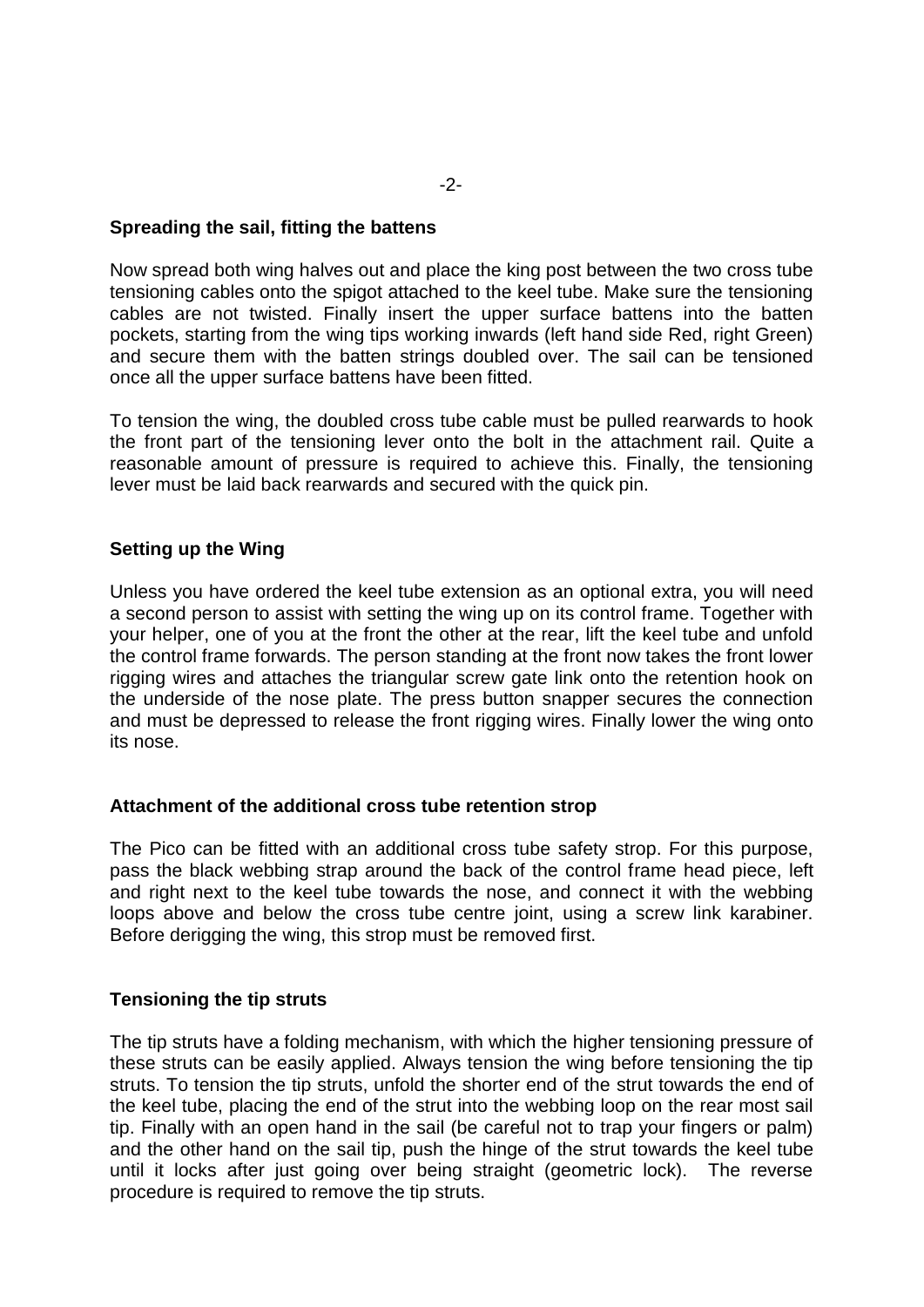## Spreading the sail, fitting the battens

Now spread both wing halves out and place the king post between the two cross tube tensioning cables onto the spigot attached to the keel tube. Make sure the tensioning cables are not twisted. Finally insert the upper surface battens into the batten pockets, starting from the wing tips working inwards (left hand side Red, right Green) and secure them with the batten strings doubled over. The sail can be tensioned once all the upper surface battens have been fitted.

To tension the wing, the doubled cross tube cable must be pulled rearwards to hook the front part of the tensioning lever onto the bolt in the attachment rail. Quite a reasonable amount of pressure is required to achieve this. Finally, the tensioning lever must be laid back rearwards and secured with the quick pin.

## Setting up the Wing

Unless you have ordered the keel tube extension as an optional extra, you will need a second person to assist with setting the wing up on its control frame. Together with your helper, one of you at the front the other at the rear, lift the keel tube and unfold the control frame forwards. The person standing at the front now takes the front lower rigging wires and attaches the triangular screw gate link onto the retention hook on the underside of the nose plate. The press button snapper secures the connection and must be depressed to release the front rigging wires. Finally lower the wing onto its nose.

## Attachment of the additional cross tube retention strop

The Pico can be fitted with an additional cross tube safety strop. For this purpose, pass the black webbing strap around the back of the control frame head piece, left and right next to the keel tube towards the nose, and connect it with the webbing loops above and below the cross tube centre joint, using a screw link karabiner. Before derigging the wing, this strop must be removed first.

## Tensioning the tip struts

The tip struts have a folding mechanism, with which the higher tensioning pressure of these struts can be easily applied. Always tension the wing before tensioning the tip struts. To tension the tip struts, unfold the shorter end of the strut towards the end of the keel tube, placing the end of the strut into the webbing loop on the rear most sail tip. Finally with an open hand in the sail (be careful not to trap your fingers or palm) and the other hand on the sail tip, push the hinge of the strut towards the keel tube until it locks after just going over being straight (geometric lock). The reverse procedure is required to remove the tip struts.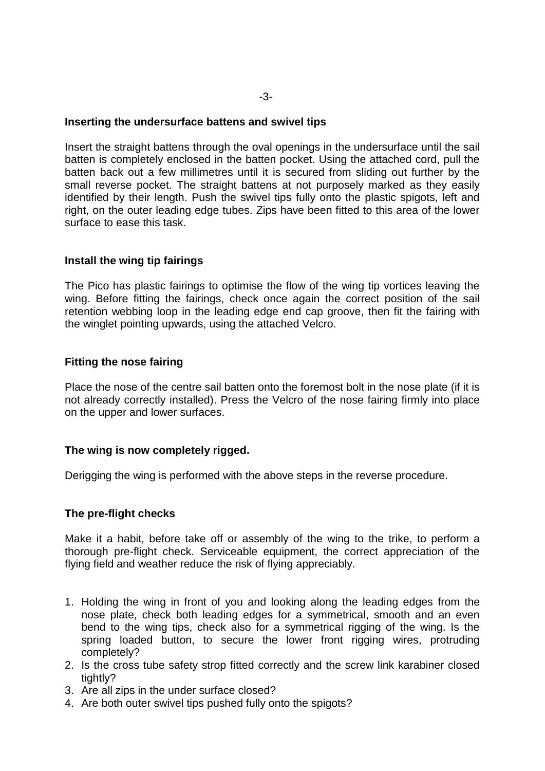**Inserting the undersurface battens and swivel tips**

Insert the straight battens through the oval openings in the undersurface until the sail batten is completely enclosed in the batten pocket. Using the attached cord, pull the batten back out a few millimetres until it is secured from sliding out further by the small reverse pocket. The straight battens at not purposely marked as they easily identified by their length. Push the swivel tips fully onto the plastic spigots, left and right, on the outer leading edge tubes. Zips have been fitted to this area of the lower surface to ease this task.

**Install the wing tip fairings**

The Pico has plastic fairings to optimise the flow of the wing tip vortices leaving the wing. Before fitting the fairings, check once again the correct position of the sail retention webbing loop in the leading edge end cap groove, then fit the fairing with the winglet pointing upwards, using the attached Velcro.

**Fitting the nose fairing**

Place the nose of the centre sail batten onto the foremost bolt in the nose plate (if it is not already correctly installed). Press the Velcro of the nose fairing firmly into place on the upper and lower surfaces.

**The wing is now completely rigged.**

Derigging the wing is performed with the above steps in the reverse procedure.

**The pre-flight checks**

Make it a habit, before take off or assembly of the wing to the trike, to perform a thorough pre-flight check. Serviceable equipment, the correct appreciation of the flying field and weather reduce the risk of flying appreciably.

1. Holding the wing in front of you and looking along the leading edges from the nose plate, check both leading edges for a symmetrical, smooth and an even bend to the wing tips, check also for a symmetrical rigging of the wing. Is the spring loaded button, to secure the lower front rigging wires, protruding completely?
2. Is the cross tube safety strop fitted correctly and the screw link karabiner closed tightly?
3. Are all zips in the under surface closed?
4. Are both outer swivel tips pushed fully onto the spigots?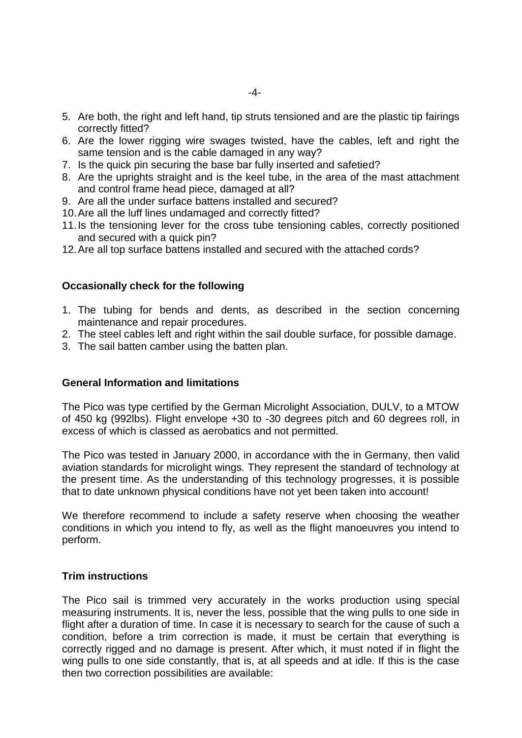5. Are both, the right and left hand, tip struts tensioned and are the plastic tip fairings correctly fitted?
6. Are the lower rigging wire swages twisted, have the cables, left and right the same tension and is the cable damaged in any way?
7. Is the quick pin securing the base bar fully inserted and safetied?
8. Are the uprights straight and is the keel tube, in the area of the mast attachment and control frame head piece, damaged at all?
9. Are all the under surface battens installed and secured?
10. Are all the luff lines undamaged and correctly fitted?
11. Is the tensioning lever for the cross tube tensioning cables, correctly positioned and secured with a quick pin?
12. Are all top surface battens installed and secured with the attached cords?

**Occasionally check for the following**

1. The tubing for bends and dents, as described in the section concerning maintenance and repair procedures.
2. The steel cables left and right within the sail double surface, for possible damage.
3. The sail batten camber using the batten plan.

**General Information and limitations**

The Pico was type certified by the German Microlight Association, DULV, to a MTOW of 450 kg (992lbs). Flight envelope +30 to -30 degrees pitch and 60 degrees roll, in excess of which is classed as aerobatics and not permitted.

The Pico was tested in January 2000, in accordance with the in Germany, then valid aviation standards for microlight wings. They represent the standard of technology at the present time. As the understanding of this technology progresses, it is possible that to date unknown physical conditions have not yet been taken into account!

We therefore recommend to include a safety reserve when choosing the weather conditions in which you intend to fly, as well as the flight manoeuvres you intend to perform.

**Trim instructions**

The Pico sail is trimmed very accurately in the works production using special measuring instruments. It is, never the less, possible that the wing pulls to one side in flight after a duration of time. In case it is necessary to search for the cause of such a condition, before a trim correction is made, it must be certain that everything is correctly rigged and no damage is present. After which, it must noted if in flight the wing pulls to one side constantly, that is, at all speeds and at idle. If this is the case then two correction possibilities are available: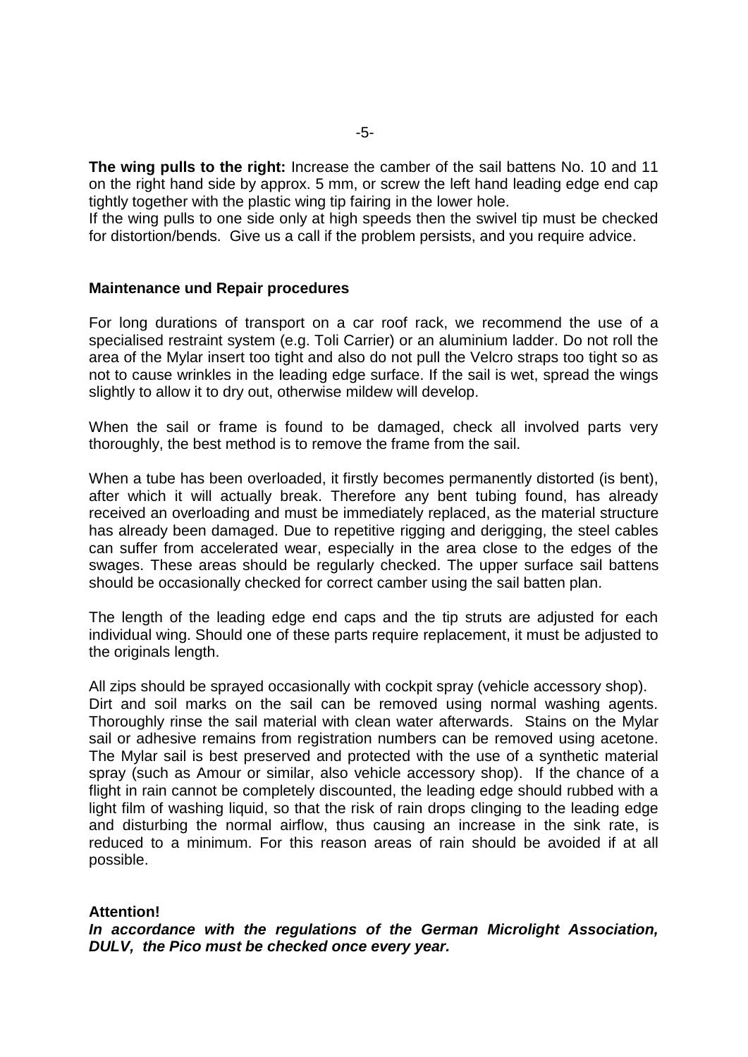**The wing pulls to the right:** Increase the camber of the sail battens No. 10 and 11 on the right hand side by approx. 5 mm, or screw the left hand leading edge end cap tightly together with the plastic wing tip fairing in the lower hole.

If the wing pulls to one side only at high speeds then the swivel tip must be checked for distortion/bends. Give us a call if the problem persists, and you require advice.

## Maintenance und Repair procedures

For long durations of transport on a car roof rack, we recommend the use of a specialised restraint system (e.g. Toli Carrier) or an aluminium ladder. Do not roll the area of the Mylar insert too tight and also do not pull the Velcro straps too tight so as not to cause wrinkles in the leading edge surface. If the sail is wet, spread the wings slightly to allow it to dry out, otherwise mildew will develop.

When the sail or frame is found to be damaged, check all involved parts very thoroughly, the best method is to remove the frame from the sail.

When a tube has been overloaded, it firstly becomes permanently distorted (is bent), after which it will actually break. Therefore any bent tubing found, has already received an overloading and must be immediately replaced, as the material structure has already been damaged. Due to repetitive rigging and derigging, the steel cables can suffer from accelerated wear, especially in the area close to the edges of the swages. These areas should be regularly checked. The upper surface sail battens should be occasionally checked for correct camber using the sail batten plan.

The length of the leading edge end caps and the tip struts are adjusted for each individual wing. Should one of these parts require replacement, it must be adjusted to the originals length.

All zips should be sprayed occasionally with cockpit spray (vehicle accessory shop).
Dirt and soil marks on the sail can be removed using normal washing agents. Thoroughly rinse the sail material with clean water afterwards. Stains on the Mylar sail or adhesive remains from registration numbers can be removed using acetone. The Mylar sail is best preserved and protected with the use of a synthetic material spray (such as Amour or similar, also vehicle accessory shop). If the chance of a flight in rain cannot be completely discounted, the leading edge should rubbed with a light film of washing liquid, so that the risk of rain drops clinging to the leading edge and disturbing the normal airflow, thus causing an increase in the sink rate, is reduced to a minimum. For this reason areas of rain should be avoided if at all possible.

**Attention!**

***In accordance with the regulations of the German Microlight Association, DULV, the Pico must be checked once every year.***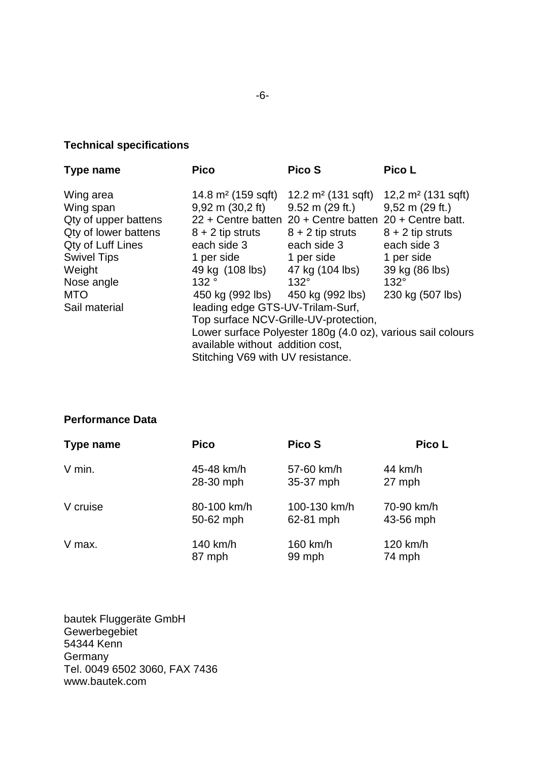## Technical specifications

| Type name | Pico | Pico S | Pico L |
|---|---|---|---|
| Wing area | 14.8 m² (159 sqft) | 12.2 m² (131 sqft) | 12,2 m² (131 sqft) |
| Wing span | 9,92 m (30,2 ft) | 9.52 m (29 ft.) | 9,52 m (29 ft.) |
| Qty of upper battens | 22 + Centre batten | 20 + Centre batten | 20 + Centre batt. |
| Qty of lower battens | 8 + 2 tip struts | 8 + 2 tip struts | 8 + 2 tip struts |
| Qty of Luff Lines | each side 3 | each side 3 | each side 3 |
| Swivel Tips | 1 per side | 1 per side | 1 per side |
| Weight | 49 kg (108 lbs) | 47 kg (104 lbs) | 39 kg (86 lbs) |
| Nose angle | 132 ° | 132° | 132° |
| MTO | 450 kg (992 lbs) | 450 kg (992 lbs) | 230 kg (507 lbs) |
| Sail material | leading edge GTS-UV-Trilam-Surf, Top surface NCV-Grille-UV-protection, Lower surface Polyester 180g (4.0 oz), various sail colours available without addition cost, Stitching V69 with UV resistance. | | |

## Performance Data

| Type name | Pico | Pico S | Pico L |
|---|---|---|---|
| V min. | 45-48 km/h<br>28-30 mph | 57-60 km/h<br>35-37 mph | 44 km/h<br>27 mph |
| V cruise | 80-100 km/h<br>50-62 mph | 100-130 km/h<br>62-81 mph | 70-90 km/h<br>43-56 mph |
| V max. | 140 km/h<br>87 mph | 160 km/h<br>99 mph | 120 km/h<br>74 mph |

bautek Fluggeräte GmbH
Gewerbegebiet
54344 Kenn
Germany
Tel. 0049 6502 3060, FAX 7436
www.bautek.com